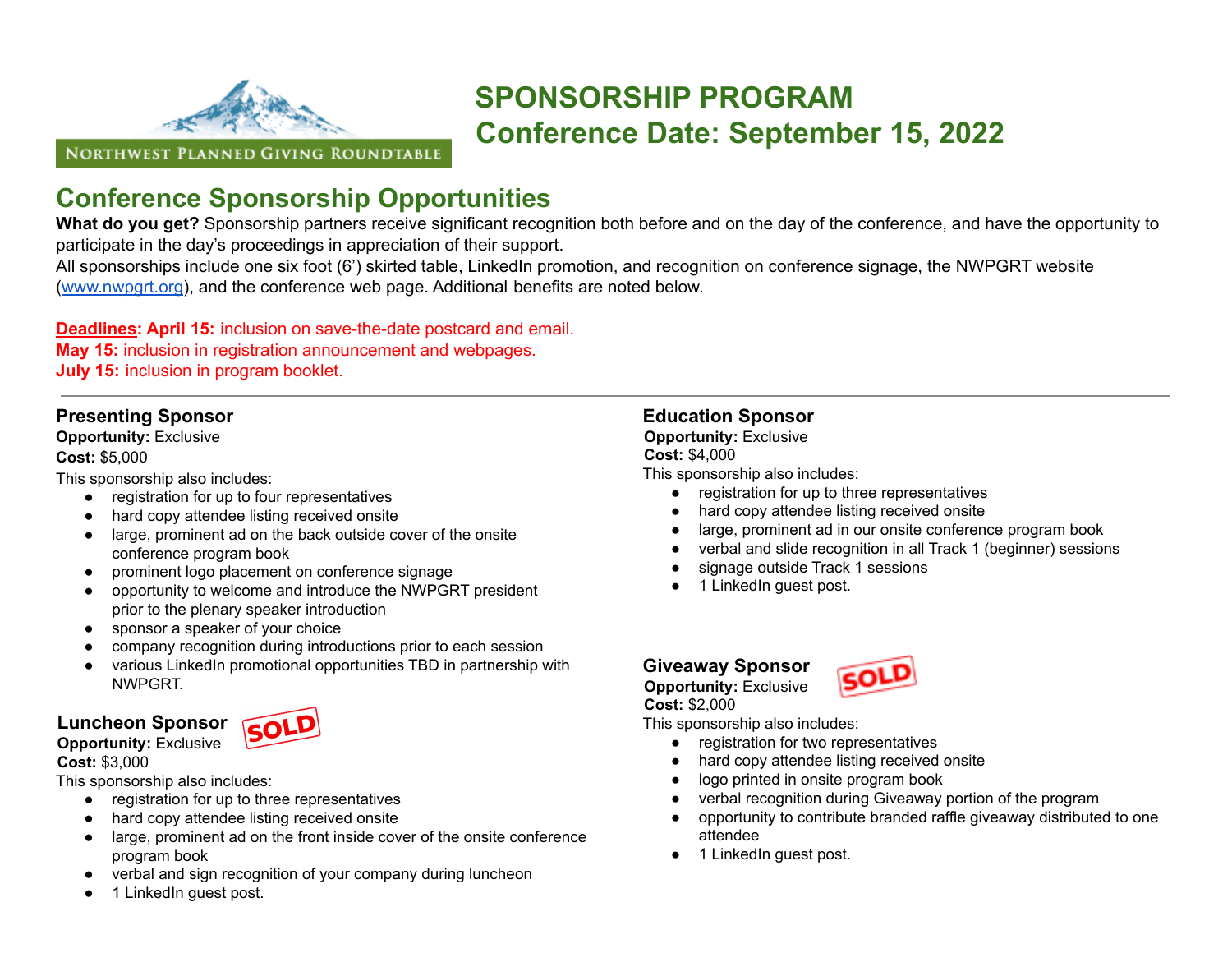Northwest Planned Giving Roundtable

# SPONSORSHIP PROGRAM
# Conference Date: September 15, 2022

## Conference Sponsorship Opportunities

**What do you get?** Sponsorship partners receive significant recognition both before and on the day of the conference, and have the opportunity to participate in the day's proceedings in appreciation of their support.

All sponsorships include one six foot (6') skirted table, LinkedIn promotion, and recognition on conference signage, the NWPGRT website (www.nwpgrt.org), and the conference web page. Additional benefits are noted below.

**Deadlines: April 15:** inclusion on save-the-date postcard and email.
**May 15:** inclusion in registration announcement and webpages.
**July 15:** inclusion in program booklet.

---

### Presenting Sponsor

**Opportunity:** Exclusive
**Cost:** $5,000

This sponsorship also includes:

- registration for up to four representatives
- hard copy attendee listing received onsite
- large, prominent ad on the back outside cover of the onsite conference program book
- prominent logo placement on conference signage
- opportunity to welcome and introduce the NWPGRT president prior to the plenary speaker introduction
- sponsor a speaker of your choice
- company recognition during introductions prior to each session
- various LinkedIn promotional opportunities TBD in partnership with NWPGRT.

### Luncheon Sponsor

SOLD

**Opportunity:** Exclusive
**Cost:** $3,000

This sponsorship also includes:

- registration for up to three representatives
- hard copy attendee listing received onsite
- large, prominent ad on the front inside cover of the onsite conference program book
- verbal and sign recognition of your company during luncheon
- 1 LinkedIn guest post.

### Education Sponsor

**Opportunity:** Exclusive
**Cost:** $4,000

This sponsorship also includes:

- registration for up to three representatives
- hard copy attendee listing received onsite
- large, prominent ad in our onsite conference program book
- verbal and slide recognition in all Track 1 (beginner) sessions
- signage outside Track 1 sessions
- 1 LinkedIn guest post.

### Giveaway Sponsor

SOLD

**Opportunity:** Exclusive
**Cost:** $2,000

This sponsorship also includes:

- registration for two representatives
- hard copy attendee listing received onsite
- logo printed in onsite program book
- verbal recognition during Giveaway portion of the program
- opportunity to contribute branded raffle giveaway distributed to one attendee
- 1 LinkedIn guest post.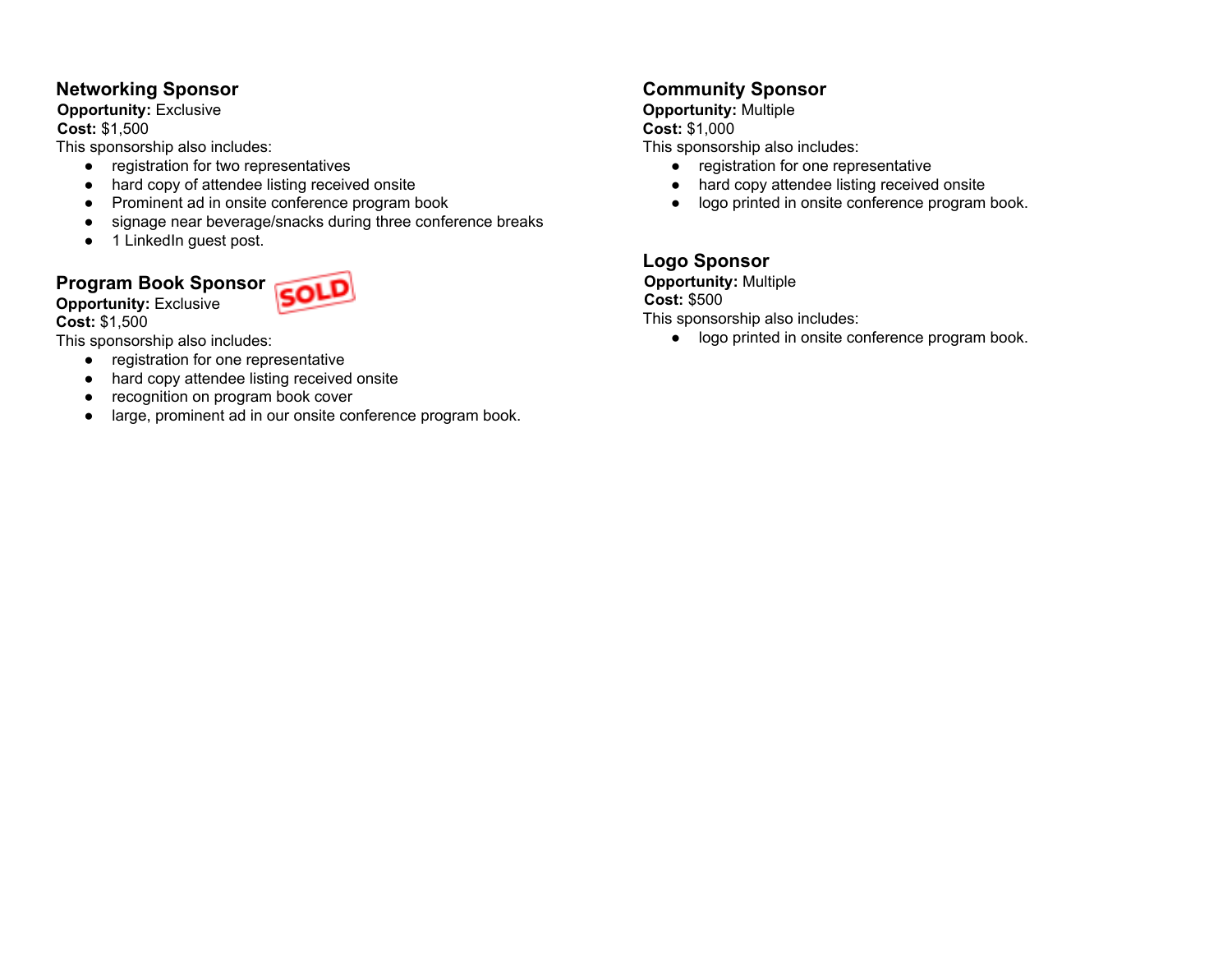### Networking Sponsor

**Opportunity:** Exclusive
**Cost:** $1,500
This sponsorship also includes:

- registration for two representatives
- hard copy of attendee listing received onsite
- Prominent ad in onsite conference program book
- signage near beverage/snacks during three conference breaks
- 1 LinkedIn guest post.

### Program Book Sponsor SOLD

**Opportunity:** Exclusive
**Cost:** $1,500
This sponsorship also includes:

- registration for one representative
- hard copy attendee listing received onsite
- recognition on program book cover
- large, prominent ad in our onsite conference program book.

### Community Sponsor

**Opportunity:** Multiple
**Cost:** $1,000
This sponsorship also includes:

- registration for one representative
- hard copy attendee listing received onsite
- logo printed in onsite conference program book.

### Logo Sponsor

**Opportunity:** Multiple
**Cost:** $500
This sponsorship also includes:

- logo printed in onsite conference program book.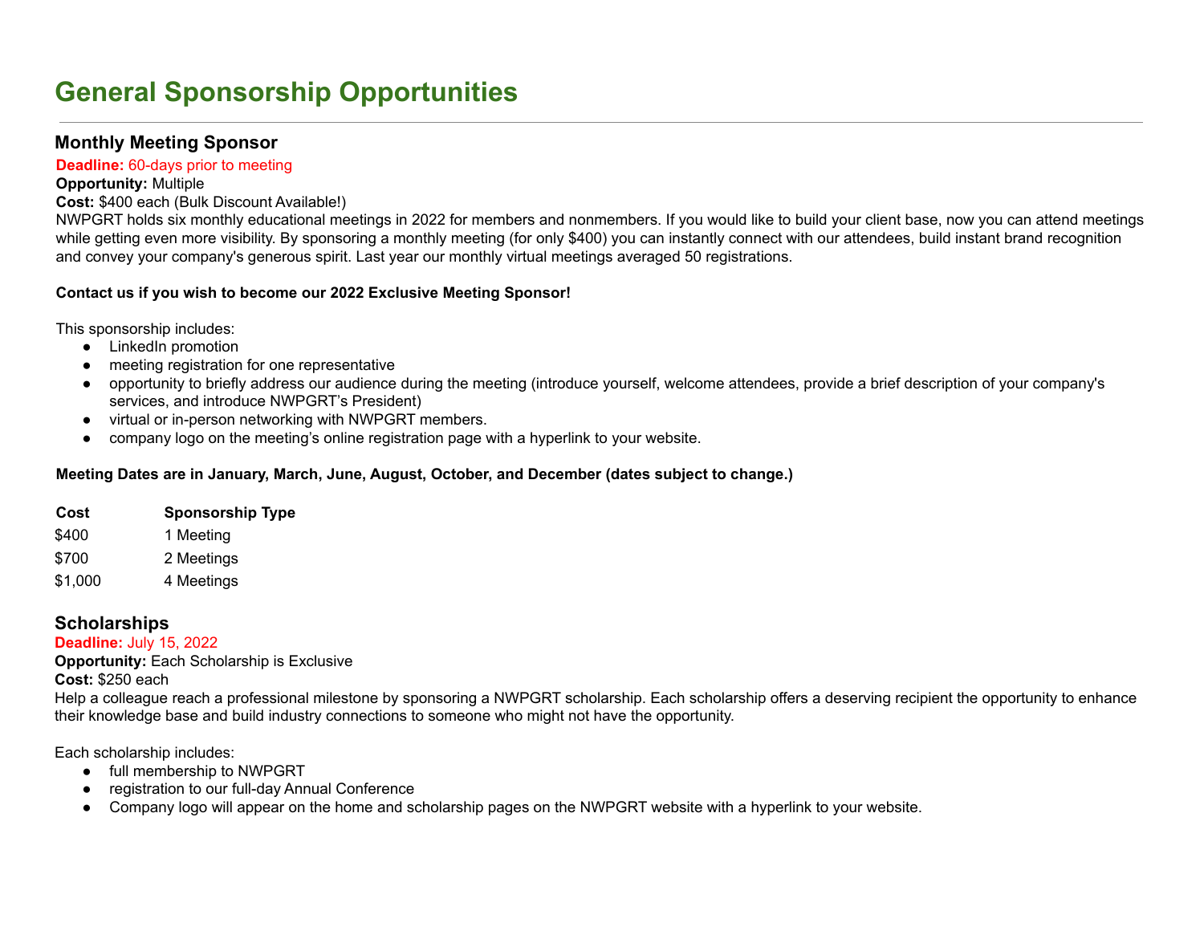# General Sponsorship Opportunities

## Monthly Meeting Sponsor

**Deadline:** 60-days prior to meeting
**Opportunity:** Multiple
**Cost:** $400 each (Bulk Discount Available!)
NWPGRT holds six monthly educational meetings in 2022 for members and nonmembers. If you would like to build your client base, now you can attend meetings while getting even more visibility. By sponsoring a monthly meeting (for only $400) you can instantly connect with our attendees, build instant brand recognition and convey your company's generous spirit. Last year our monthly virtual meetings averaged 50 registrations.

**Contact us if you wish to become our 2022 Exclusive Meeting Sponsor!**

This sponsorship includes:

- LinkedIn promotion
- meeting registration for one representative
- opportunity to briefly address our audience during the meeting (introduce yourself, welcome attendees, provide a brief description of your company's services, and introduce NWPGRT's President)
- virtual or in-person networking with NWPGRT members.
- company logo on the meeting's online registration page with a hyperlink to your website.

**Meeting Dates are in January, March, June, August, October, and December (dates subject to change.)**

| Cost | Sponsorship Type |
|---|---|
| $400 | 1 Meeting |
| $700 | 2 Meetings |
| $1,000 | 4 Meetings |

## Scholarships

**Deadline:** July 15, 2022
**Opportunity:** Each Scholarship is Exclusive
**Cost:** $250 each
Help a colleague reach a professional milestone by sponsoring a NWPGRT scholarship. Each scholarship offers a deserving recipient the opportunity to enhance their knowledge base and build industry connections to someone who might not have the opportunity.

Each scholarship includes:

- full membership to NWPGRT
- registration to our full-day Annual Conference
- Company logo will appear on the home and scholarship pages on the NWPGRT website with a hyperlink to your website.